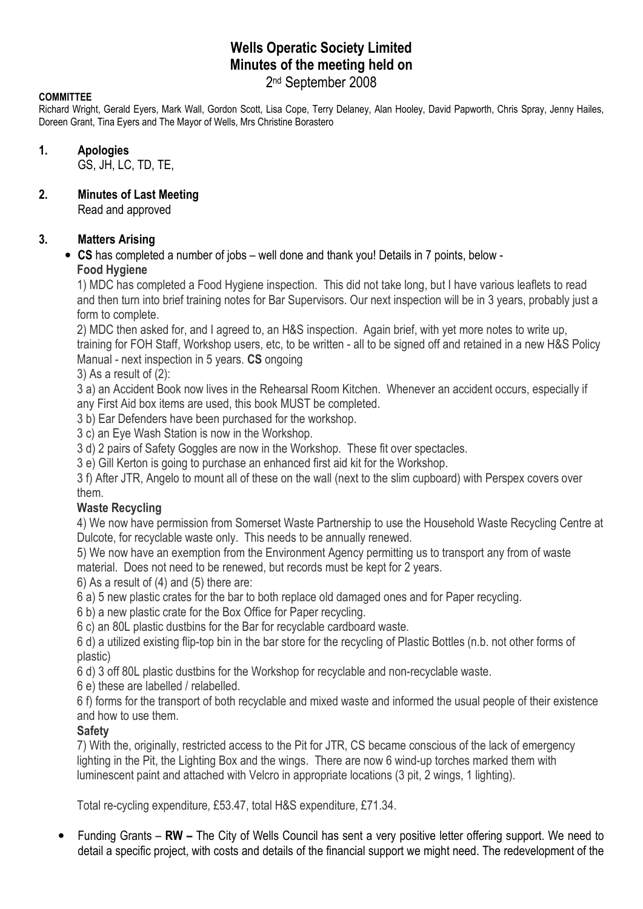# Wells Operatic Society Limited
# Minutes of the meeting held on
2nd September 2008

**COMMITTEE**

Richard Wright, Gerald Eyers, Mark Wall, Gordon Scott, Lisa Cope, Terry Delaney, Alan Hooley, David Papworth, Chris Spray, Jenny Hailes, Doreen Grant, Tina Eyers and The Mayor of Wells, Mrs Christine Borastero

## 1. Apologies

GS, JH, LC, TD, TE,

## 2. Minutes of Last Meeting

Read and approved

## 3. Matters Arising

- **CS** has completed a number of jobs – well done and thank you! Details in 7 points, below -

  **Food Hygiene**

  1) MDC has completed a Food Hygiene inspection. This did not take long, but I have various leaflets to read and then turn into brief training notes for Bar Supervisors. Our next inspection will be in 3 years, probably just a form to complete.

  2) MDC then asked for, and I agreed to, an H&S inspection. Again brief, with yet more notes to write up, training for FOH Staff, Workshop users, etc, to be written - all to be signed off and retained in a new H&S Policy Manual - next inspection in 5 years. **CS** ongoing

  3) As a result of (2):

  3 a) an Accident Book now lives in the Rehearsal Room Kitchen. Whenever an accident occurs, especially if any First Aid box items are used, this book MUST be completed.

  3 b) Ear Defenders have been purchased for the workshop.

  3 c) an Eye Wash Station is now in the Workshop.

  3 d) 2 pairs of Safety Goggles are now in the Workshop. These fit over spectacles.

  3 e) Gill Kerton is going to purchase an enhanced first aid kit for the Workshop.

  3 f) After JTR, Angelo to mount all of these on the wall (next to the slim cupboard) with Perspex covers over them.

  **Waste Recycling**

  4) We now have permission from Somerset Waste Partnership to use the Household Waste Recycling Centre at Dulcote, for recyclable waste only. This needs to be annually renewed.

  5) We now have an exemption from the Environment Agency permitting us to transport any from of waste material. Does not need to be renewed, but records must be kept for 2 years.

  6) As a result of (4) and (5) there are:

  6 a) 5 new plastic crates for the bar to both replace old damaged ones and for Paper recycling.

  6 b) a new plastic crate for the Box Office for Paper recycling.

  6 c) an 80L plastic dustbins for the Bar for recyclable cardboard waste.

  6 d) a utilized existing flip-top bin in the bar store for the recycling of Plastic Bottles (n.b. not other forms of plastic)

  6 d) 3 off 80L plastic dustbins for the Workshop for recyclable and non-recyclable waste.

  6 e) these are labelled / relabelled.

  6 f) forms for the transport of both recyclable and mixed waste and informed the usual people of their existence and how to use them.

  **Safety**

  7) With the, originally, restricted access to the Pit for JTR, CS became conscious of the lack of emergency lighting in the Pit, the Lighting Box and the wings. There are now 6 wind-up torches marked them with luminescent paint and attached with Velcro in appropriate locations (3 pit, 2 wings, 1 lighting).

  Total re-cycling expenditure, £53.47, total H&S expenditure, £71.34.

- Funding Grants – **RW –** The City of Wells Council has sent a very positive letter offering support. We need to detail a specific project, with costs and details of the financial support we might need. The redevelopment of the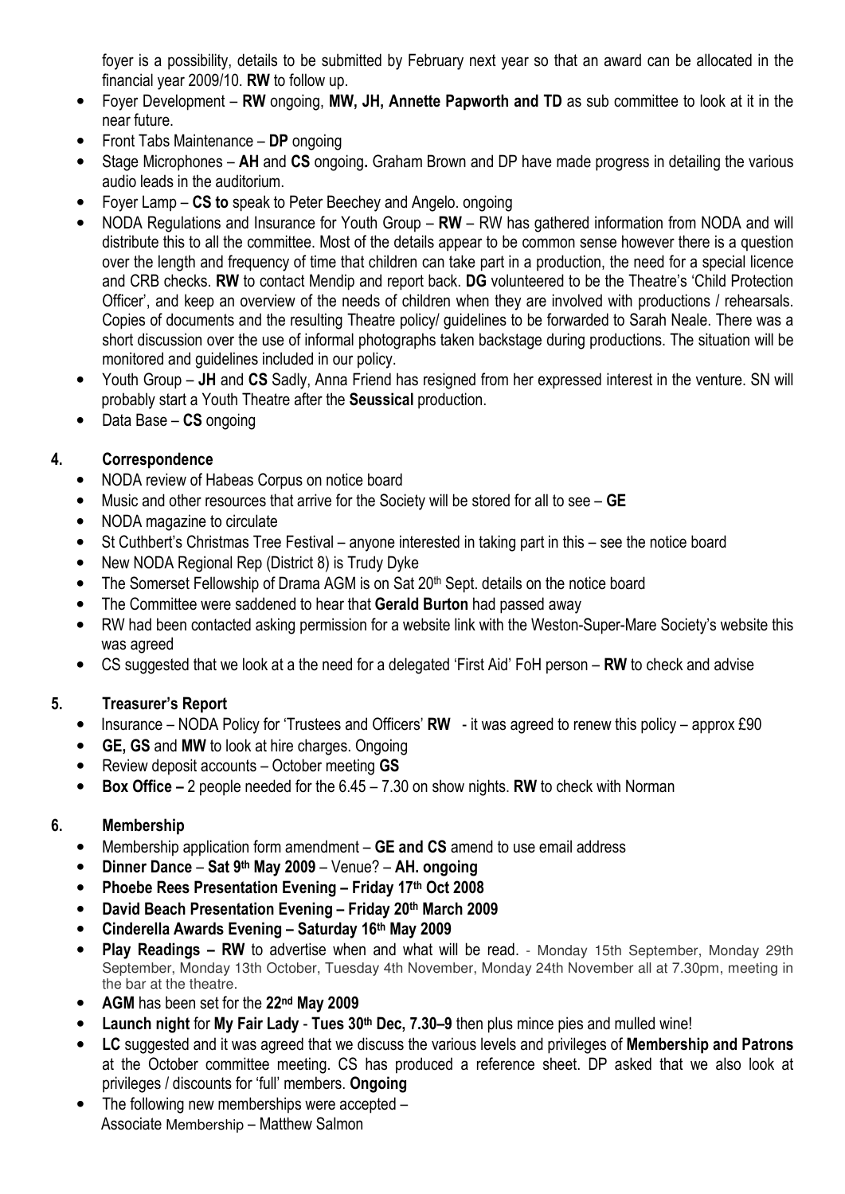foyer is a possibility, details to be submitted by February next year so that an award can be allocated in the financial year 2009/10. **RW** to follow up.

- Foyer Development – **RW** ongoing, **MW, JH, Annette Papworth and TD** as sub committee to look at it in the near future.
- Front Tabs Maintenance – **DP** ongoing
- Stage Microphones – **AH** and **CS** ongoing**.** Graham Brown and DP have made progress in detailing the various audio leads in the auditorium.
- Foyer Lamp – **CS to** speak to Peter Beechey and Angelo. ongoing
- NODA Regulations and Insurance for Youth Group – **RW** – RW has gathered information from NODA and will distribute this to all the committee. Most of the details appear to be common sense however there is a question over the length and frequency of time that children can take part in a production, the need for a special licence and CRB checks. **RW** to contact Mendip and report back. **DG** volunteered to be the Theatre's 'Child Protection Officer', and keep an overview of the needs of children when they are involved with productions / rehearsals. Copies of documents and the resulting Theatre policy/ guidelines to be forwarded to Sarah Neale. There was a short discussion over the use of informal photographs taken backstage during productions. The situation will be monitored and guidelines included in our policy.
- Youth Group – **JH** and **CS** Sadly, Anna Friend has resigned from her expressed interest in the venture. SN will probably start a Youth Theatre after the **Seussical** production.
- Data Base – **CS** ongoing

## 4. Correspondence

- NODA review of Habeas Corpus on notice board
- Music and other resources that arrive for the Society will be stored for all to see – **GE**
- NODA magazine to circulate
- St Cuthbert's Christmas Tree Festival – anyone interested in taking part in this – see the notice board
- New NODA Regional Rep (District 8) is Trudy Dyke
- The Somerset Fellowship of Drama AGM is on Sat 20th Sept. details on the notice board
- The Committee were saddened to hear that **Gerald Burton** had passed away
- RW had been contacted asking permission for a website link with the Weston-Super-Mare Society's website this was agreed
- CS suggested that we look at a the need for a delegated 'First Aid' FoH person – **RW** to check and advise

## 5. Treasurer's Report

- Insurance – NODA Policy for 'Trustees and Officers' **RW** - it was agreed to renew this policy – approx £90
- **GE, GS** and **MW** to look at hire charges. Ongoing
- Review deposit accounts – October meeting **GS**
- **Box Office –** 2 people needed for the 6.45 – 7.30 on show nights. **RW** to check with Norman

## 6. Membership

- Membership application form amendment – **GE and CS** amend to use email address
- **Dinner Dance** – **Sat 9th May 2009** – Venue? – **AH. ongoing**
- **Phoebe Rees Presentation Evening – Friday 17th Oct 2008**
- **David Beach Presentation Evening – Friday 20th March 2009**
- **Cinderella Awards Evening – Saturday 16th May 2009**
- **Play Readings – RW** to advertise when and what will be read. - Monday 15th September, Monday 29th September, Monday 13th October, Tuesday 4th November, Monday 24th November all at 7.30pm, meeting in the bar at the theatre.
- **AGM** has been set for the **22nd May 2009**
- **Launch night** for **My Fair Lady** - **Tues 30th Dec, 7.30–9** then plus mince pies and mulled wine!
- **LC** suggested and it was agreed that we discuss the various levels and privileges of **Membership and Patrons** at the October committee meeting. CS has produced a reference sheet. DP asked that we also look at privileges / discounts for 'full' members. **Ongoing**
- The following new memberships were accepted –
  Associate Membership – Matthew Salmon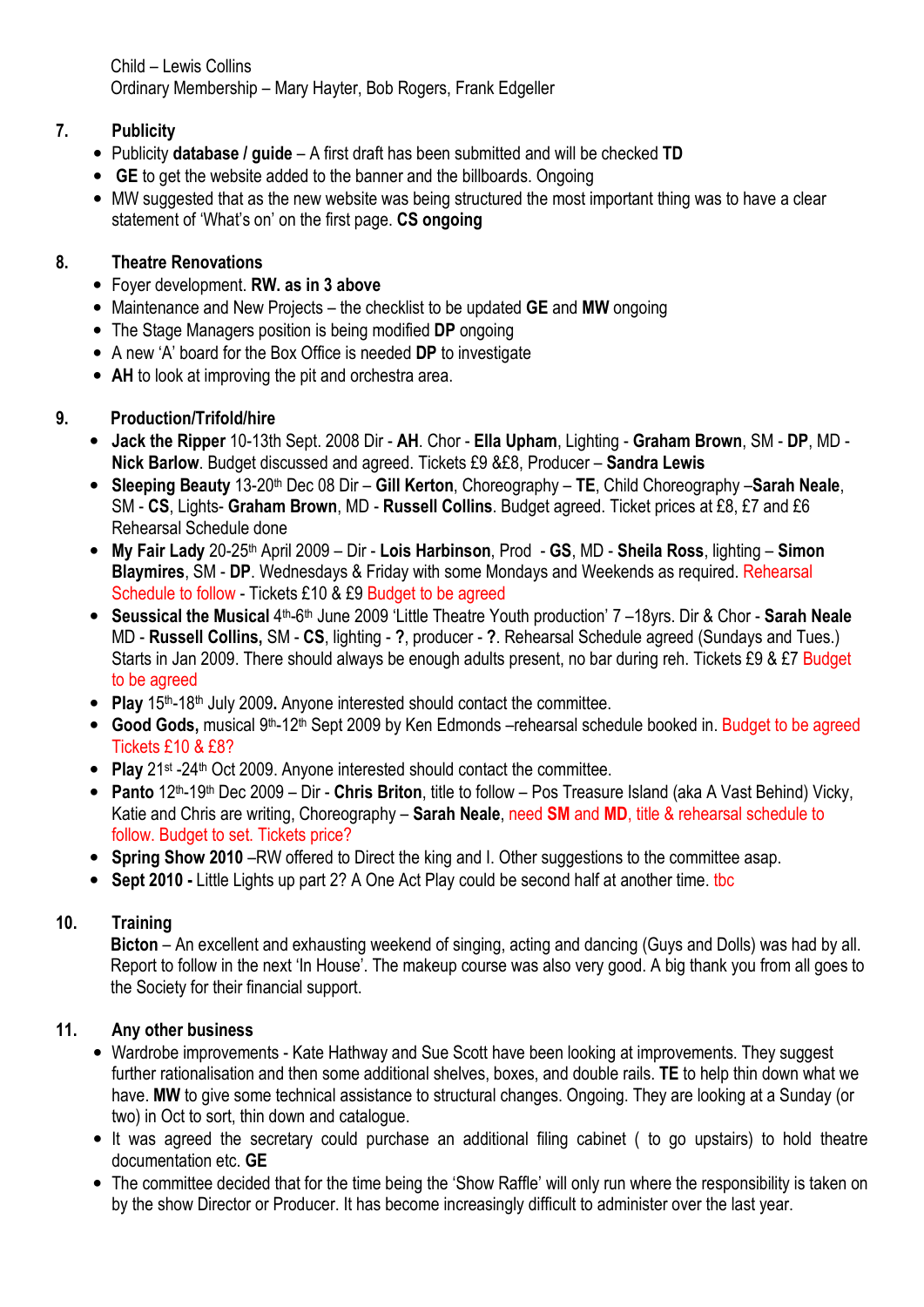Child – Lewis Collins
Ordinary Membership – Mary Hayter, Bob Rogers, Frank Edgeller

## 7. Publicity

- Publicity **database / guide** – A first draft has been submitted and will be checked **TD**
- **GE** to get the website added to the banner and the billboards. Ongoing
- MW suggested that as the new website was being structured the most important thing was to have a clear statement of 'What's on' on the first page. **CS ongoing**

## 8. Theatre Renovations

- Foyer development. **RW. as in 3 above**
- Maintenance and New Projects – the checklist to be updated **GE** and **MW** ongoing
- The Stage Managers position is being modified **DP** ongoing
- A new 'A' board for the Box Office is needed **DP** to investigate
- **AH** to look at improving the pit and orchestra area.

## 9. Production/Trifold/hire

- **Jack the Ripper** 10-13th Sept. 2008 Dir - **AH**. Chor - **Ella Upham**, Lighting - **Graham Brown**, SM - **DP**, MD - **Nick Barlow**. Budget discussed and agreed. Tickets £9 &£8, Producer – **Sandra Lewis**
- **Sleeping Beauty** 13-20th Dec 08 Dir – **Gill Kerton**, Choreography – **TE**, Child Choreography –**Sarah Neale**, SM - **CS**, Lights- **Graham Brown**, MD - **Russell Collins**. Budget agreed. Ticket prices at £8, £7 and £6 Rehearsal Schedule done
- **My Fair Lady** 20-25th April 2009 – Dir - **Lois Harbinson**, Prod - **GS**, MD - **Sheila Ross**, lighting – **Simon Blaymires**, SM - **DP**. Wednesdays & Friday with some Mondays and Weekends as required. Rehearsal Schedule to follow - Tickets £10 & £9 Budget to be agreed
- **Seussical the Musical** 4th-6th June 2009 'Little Theatre Youth production' 7 –18yrs. Dir & Chor - **Sarah Neale** MD - **Russell Collins,** SM - **CS**, lighting - **?**, producer - **?**. Rehearsal Schedule agreed (Sundays and Tues.) Starts in Jan 2009. There should always be enough adults present, no bar during reh. Tickets £9 & £7 Budget to be agreed
- **Play** 15th-18th July 2009**.** Anyone interested should contact the committee.
- **Good Gods,** musical 9th-12th Sept 2009 by Ken Edmonds –rehearsal schedule booked in. Budget to be agreed Tickets £10 & £8?
- **Play** 21st -24th Oct 2009. Anyone interested should contact the committee.
- **Panto** 12th-19th Dec 2009 – Dir - **Chris Briton**, title to follow – Pos Treasure Island (aka A Vast Behind) Vicky, Katie and Chris are writing, Choreography – **Sarah Neale**, need **SM** and **MD**, title & rehearsal schedule to follow. Budget to set. Tickets price?
- **Spring Show 2010** –RW offered to Direct the king and I. Other suggestions to the committee asap.
- **Sept 2010 -** Little Lights up part 2? A One Act Play could be second half at another time. tbc

## 10. Training

**Bicton** – An excellent and exhausting weekend of singing, acting and dancing (Guys and Dolls) was had by all. Report to follow in the next 'In House'. The makeup course was also very good. A big thank you from all goes to the Society for their financial support.

## 11. Any other business

- Wardrobe improvements - Kate Hathway and Sue Scott have been looking at improvements. They suggest further rationalisation and then some additional shelves, boxes, and double rails. **TE** to help thin down what we have. **MW** to give some technical assistance to structural changes. Ongoing. They are looking at a Sunday (or two) in Oct to sort, thin down and catalogue.
- It was agreed the secretary could purchase an additional filing cabinet ( to go upstairs) to hold theatre documentation etc. **GE**
- The committee decided that for the time being the 'Show Raffle' will only run where the responsibility is taken on by the show Director or Producer. It has become increasingly difficult to administer over the last year.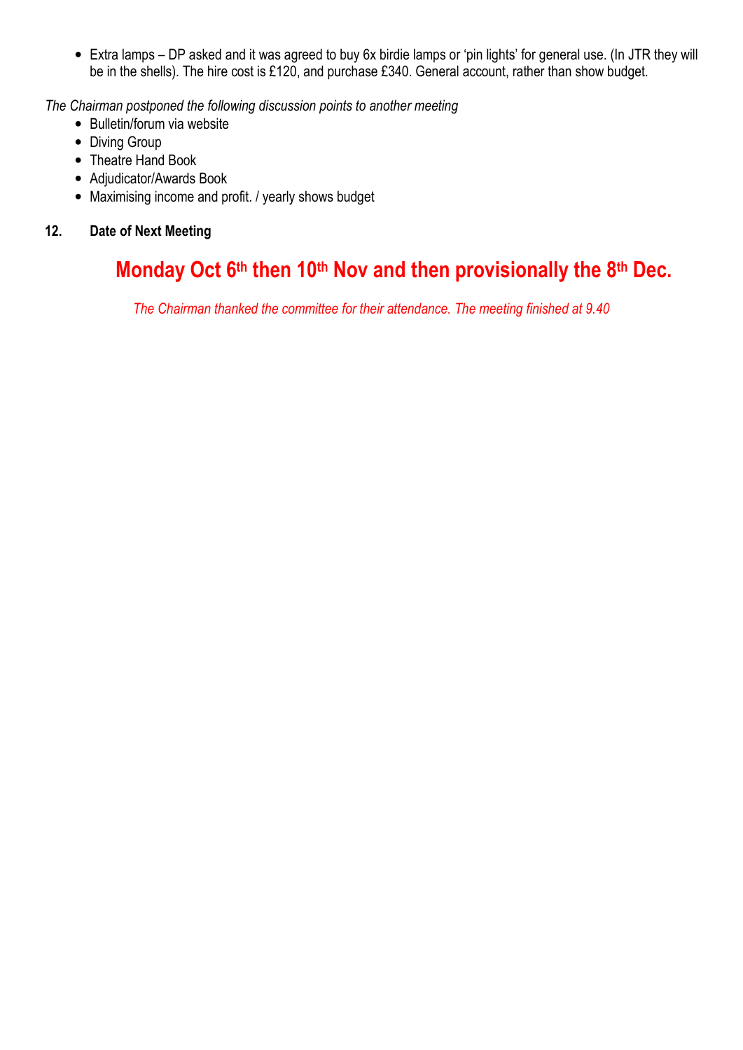- Extra lamps – DP asked and it was agreed to buy 6x birdie lamps or 'pin lights' for general use. (In JTR they will be in the shells). The hire cost is £120, and purchase £340. General account, rather than show budget.

*The Chairman postponed the following discussion points to another meeting*

- Bulletin/forum via website
- Diving Group
- Theatre Hand Book
- Adjudicator/Awards Book
- Maximising income and profit. / yearly shows budget

**12. Date of Next Meeting**

## Monday Oct 6th then 10th Nov and then provisionally the 8th Dec.

*The Chairman thanked the committee for their attendance. The meeting finished at 9.40*